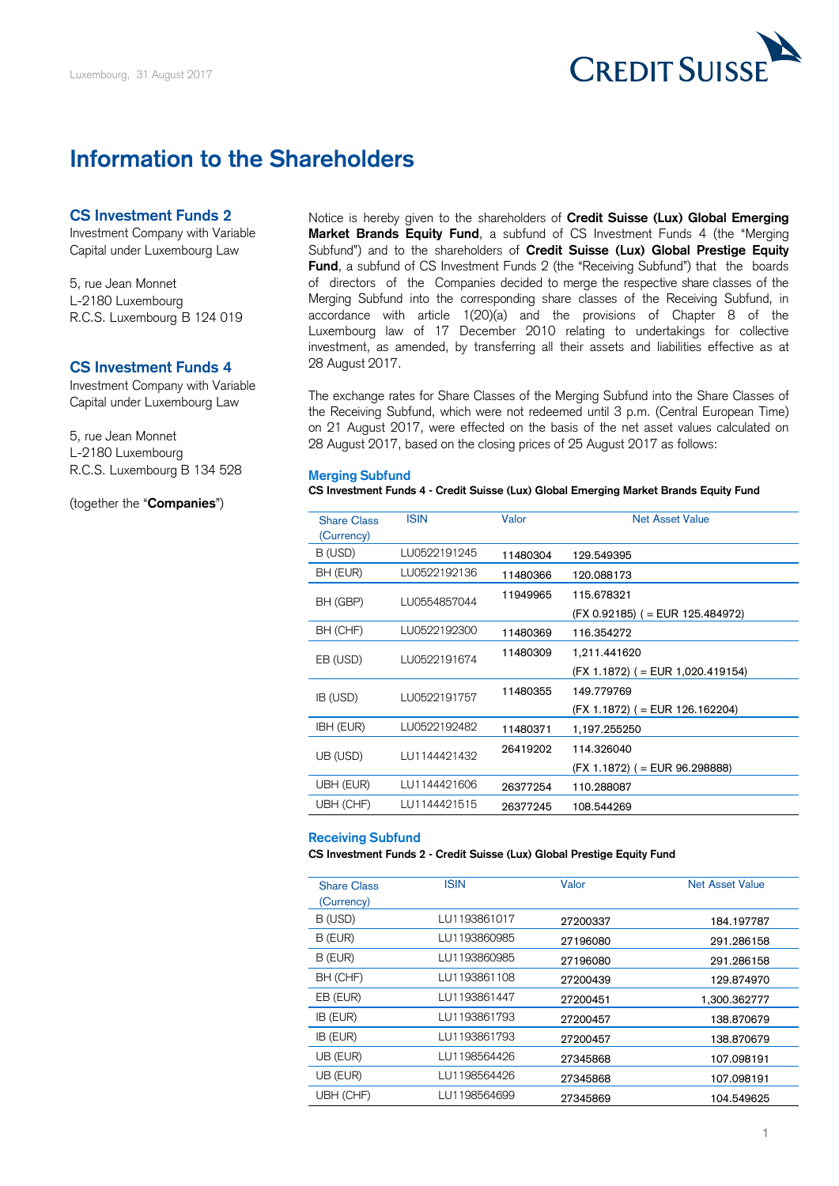Luxembourg, 31 August 2017

CREDIT SUISSE

# Information to the Shareholders

## CS Investment Funds 2

Investment Company with Variable Capital under Luxembourg Law

5, rue Jean Monnet
L-2180 Luxembourg
R.C.S. Luxembourg B 124 019

## CS Investment Funds 4

Investment Company with Variable Capital under Luxembourg Law

5, rue Jean Monnet
L-2180 Luxembourg
R.C.S. Luxembourg B 134 528

(together the "**Companies**")

Notice is hereby given to the shareholders of **Credit Suisse (Lux) Global Emerging Market Brands Equity Fund**, a subfund of CS Investment Funds 4 (the "Merging Subfund") and to the shareholders of **Credit Suisse (Lux) Global Prestige Equity Fund**, a subfund of CS Investment Funds 2 (the "Receiving Subfund") that the boards of directors of the Companies decided to merge the respective share classes of the Merging Subfund into the corresponding share classes of the Receiving Subfund, in accordance with article 1(20)(a) and the provisions of Chapter 8 of the Luxembourg law of 17 December 2010 relating to undertakings for collective investment, as amended, by transferring all their assets and liabilities effective as at 28 August 2017.

The exchange rates for Share Classes of the Merging Subfund into the Share Classes of the Receiving Subfund, which were not redeemed until 3 p.m. (Central European Time) on 21 August 2017, were effected on the basis of the net asset values calculated on 28 August 2017, based on the closing prices of 25 August 2017 as follows:

### Merging Subfund

**CS Investment Funds 4 - Credit Suisse (Lux) Global Emerging Market Brands Equity Fund**

| Share Class (Currency) | ISIN | Valor | Net Asset Value |
|---|---|---|---|
| B (USD) | LU0522191245 | 11480304 | 129.549395 |
| BH (EUR) | LU0522192136 | 11480366 | 120.088173 |
| BH (GBP) | LU0554857044 | 11949965 | 115.678321 (FX 0.92185) ( = EUR 125.484972) |
| BH (CHF) | LU0522192300 | 11480369 | 116.354272 |
| EB (USD) | LU0522191674 | 11480309 | 1,211.441620 (FX 1.1872) ( = EUR 1,020.419154) |
| IB (USD) | LU0522191757 | 11480355 | 149.779769 (FX 1.1872) ( = EUR 126.162204) |
| IBH (EUR) | LU0522192482 | 11480371 | 1,197.255250 |
| UB (USD) | LU1144421432 | 26419202 | 114.326040 (FX 1.1872) ( = EUR 96.298888) |
| UBH (EUR) | LU1144421606 | 26377254 | 110.288087 |
| UBH (CHF) | LU1144421515 | 26377245 | 108.544269 |

### Receiving Subfund

**CS Investment Funds 2 - Credit Suisse (Lux) Global Prestige Equity Fund**

| Share Class (Currency) | ISIN | Valor | Net Asset Value |
|---|---|---|---|
| B (USD) | LU1193861017 | 27200337 | 184.197787 |
| B (EUR) | LU1193860985 | 27196080 | 291.286158 |
| B (EUR) | LU1193860985 | 27196080 | 291.286158 |
| BH (CHF) | LU1193861108 | 27200439 | 129.874970 |
| EB (EUR) | LU1193861447 | 27200451 | 1,300.362777 |
| IB (EUR) | LU1193861793 | 27200457 | 138.870679 |
| IB (EUR) | LU1193861793 | 27200457 | 138.870679 |
| UB (EUR) | LU1198564426 | 27345868 | 107.098191 |
| UB (EUR) | LU1198564426 | 27345868 | 107.098191 |
| UBH (CHF) | LU1198564699 | 27345869 | 104.549625 |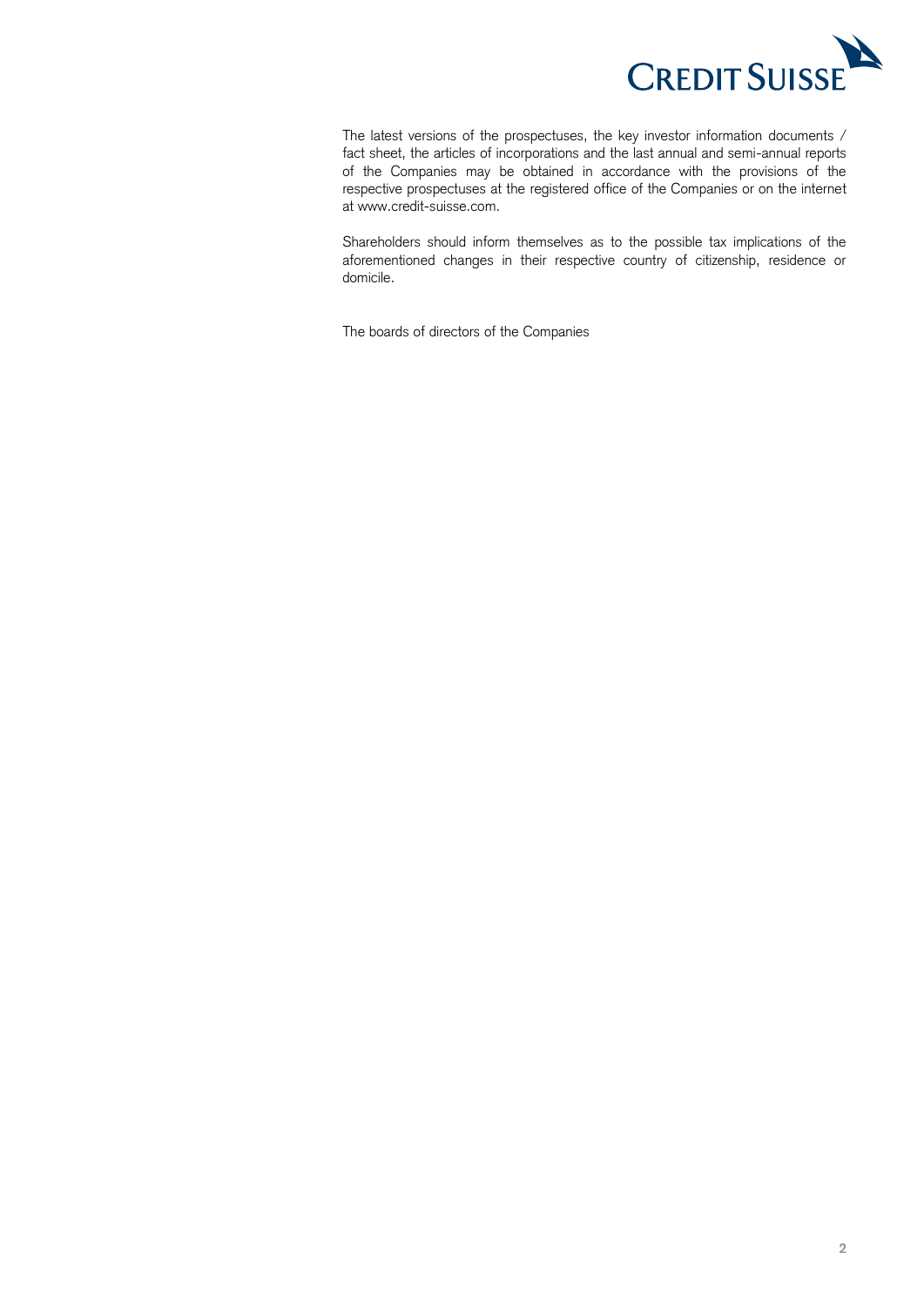The latest versions of the prospectuses, the key investor information documents / fact sheet, the articles of incorporations and the last annual and semi-annual reports of the Companies may be obtained in accordance with the provisions of the respective prospectuses at the registered office of the Companies or on the internet at www.credit-suisse.com.

Shareholders should inform themselves as to the possible tax implications of the aforementioned changes in their respective country of citizenship, residence or domicile.

The boards of directors of the Companies